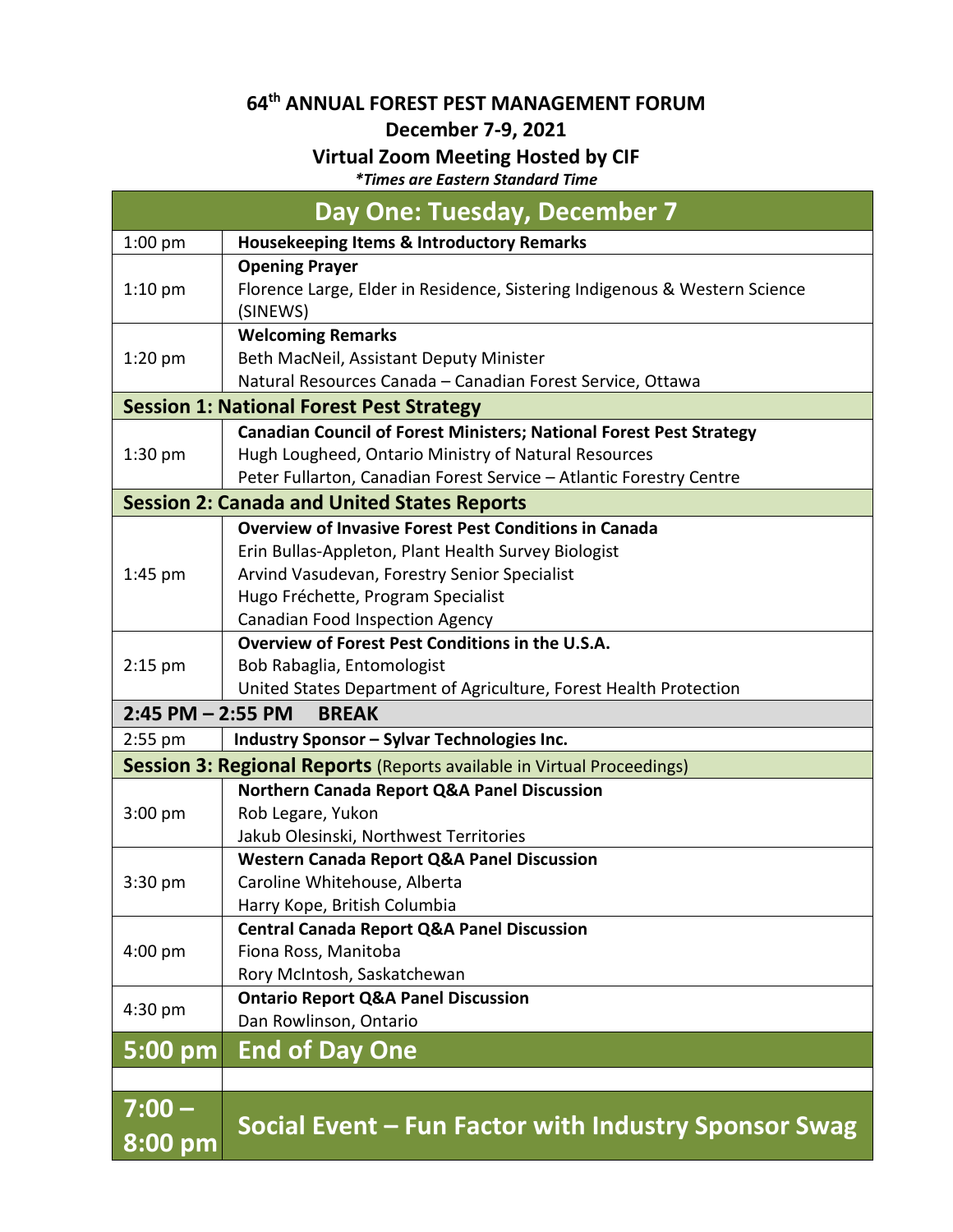# 64th ANNUAL FOREST PEST MANAGEMENT FORUM

## December 7-9, 2021

## Virtual Zoom Meeting Hosted by CIF

*\*Times are Eastern Standard Time*

| Day One: Tuesday, December 7 | |
|---|---|
| 1:00 pm | **Housekeeping Items & Introductory Remarks** |
| 1:10 pm | **Opening Prayer**<br>Florence Large, Elder in Residence, Sistering Indigenous & Western Science (SINEWS) |
| 1:20 pm | **Welcoming Remarks**<br>Beth MacNeil, Assistant Deputy Minister<br>Natural Resources Canada – Canadian Forest Service, Ottawa |
| **Session 1: National Forest Pest Strategy** | |
| 1:30 pm | **Canadian Council of Forest Ministers; National Forest Pest Strategy**<br>Hugh Lougheed, Ontario Ministry of Natural Resources<br>Peter Fullarton, Canadian Forest Service – Atlantic Forestry Centre |
| **Session 2: Canada and United States Reports** | |
| 1:45 pm | **Overview of Invasive Forest Pest Conditions in Canada**<br>Erin Bullas-Appleton, Plant Health Survey Biologist<br>Arvind Vasudevan, Forestry Senior Specialist<br>Hugo Fréchette, Program Specialist<br>Canadian Food Inspection Agency |
| 2:15 pm | **Overview of Forest Pest Conditions in the U.S.A.**<br>Bob Rabaglia, Entomologist<br>United States Department of Agriculture, Forest Health Protection |
| **2:45 PM – 2:55 PM BREAK** | |
| 2:55 pm | **Industry Sponsor – Sylvar Technologies Inc.** |
| **Session 3: Regional Reports** (Reports available in Virtual Proceedings) | |
| 3:00 pm | **Northern Canada Report Q&A Panel Discussion**<br>Rob Legare, Yukon<br>Jakub Olesinski, Northwest Territories |
| 3:30 pm | **Western Canada Report Q&A Panel Discussion**<br>Caroline Whitehouse, Alberta<br>Harry Kope, British Columbia |
| 4:00 pm | **Central Canada Report Q&A Panel Discussion**<br>Fiona Ross, Manitoba<br>Rory McIntosh, Saskatchewan |
| 4:30 pm | **Ontario Report Q&A Panel Discussion**<br>Dan Rowlinson, Ontario |
| **5:00 pm** | **End of Day One** |
| | |
| **7:00 – 8:00 pm** | **Social Event – Fun Factor with Industry Sponsor Swag** |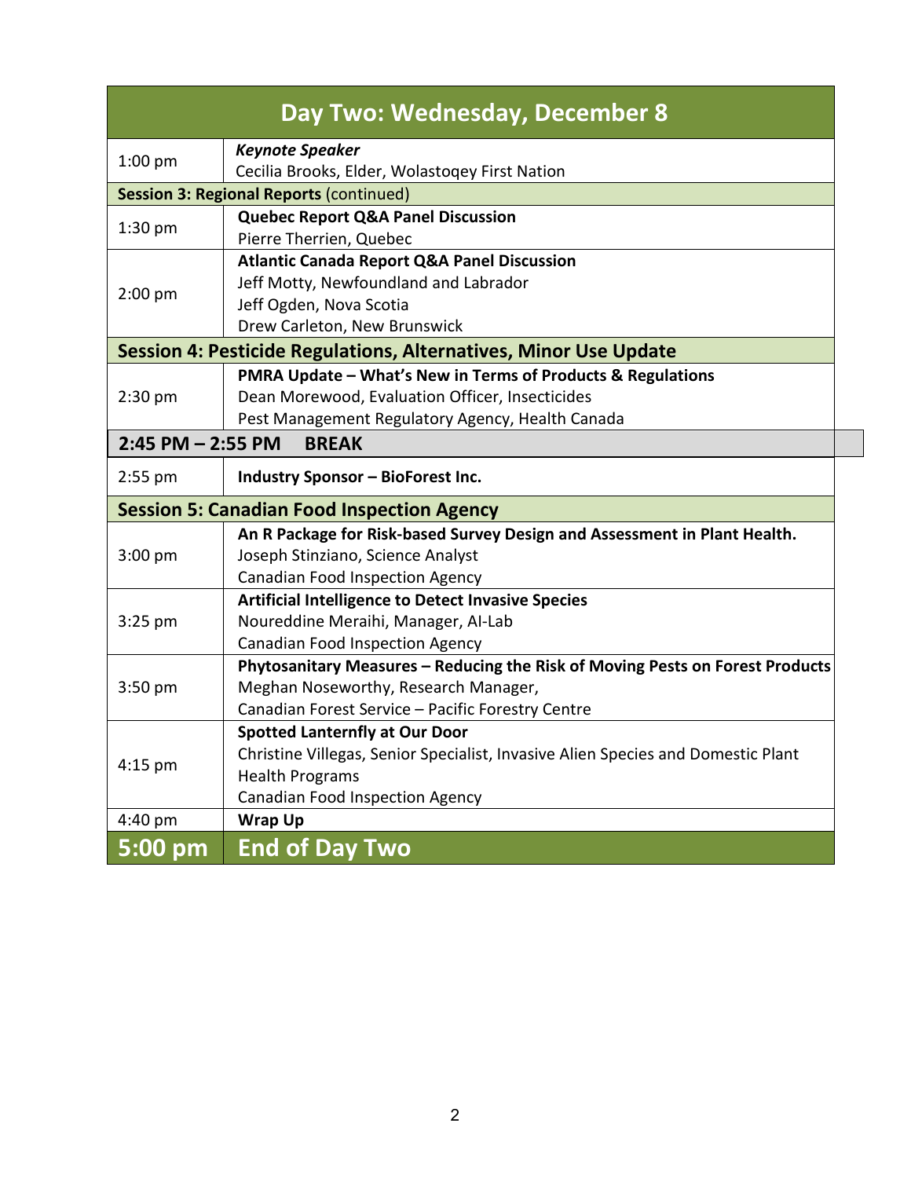## Day Two: Wednesday, December 8

| Time | Details |
|---|---|
| 1:00 pm | ***Keynote Speaker***<br>Cecilia Brooks, Elder, Wolastoqey First Nation |
| **Session 3: Regional Reports** (continued) | |
| 1:30 pm | **Quebec Report Q&A Panel Discussion**<br>Pierre Therrien, Quebec |
| 2:00 pm | **Atlantic Canada Report Q&A Panel Discussion**<br>Jeff Motty, Newfoundland and Labrador<br>Jeff Ogden, Nova Scotia<br>Drew Carleton, New Brunswick |
| **Session 4: Pesticide Regulations, Alternatives, Minor Use Update** | |
| 2:30 pm | **PMRA Update – What's New in Terms of Products & Regulations**<br>Dean Morewood, Evaluation Officer, Insecticides<br>Pest Management Regulatory Agency, Health Canada |
| **2:45 PM – 2:55 PM** | **BREAK** |
| 2:55 pm | **Industry Sponsor – BioForest Inc.** |
| **Session 5: Canadian Food Inspection Agency** | |
| 3:00 pm | **An R Package for Risk-based Survey Design and Assessment in Plant Health.**<br>Joseph Stinziano, Science Analyst<br>Canadian Food Inspection Agency |
| 3:25 pm | **Artificial Intelligence to Detect Invasive Species**<br>Noureddine Meraihi, Manager, AI-Lab<br>Canadian Food Inspection Agency |
| 3:50 pm | **Phytosanitary Measures – Reducing the Risk of Moving Pests on Forest Products**<br>Meghan Noseworthy, Research Manager,<br>Canadian Forest Service – Pacific Forestry Centre |
| 4:15 pm | **Spotted Lanternfly at Our Door**<br>Christine Villegas, Senior Specialist, Invasive Alien Species and Domestic Plant Health Programs<br>Canadian Food Inspection Agency |
| 4:40 pm | **Wrap Up** |
| **5:00 pm** | **End of Day Two** |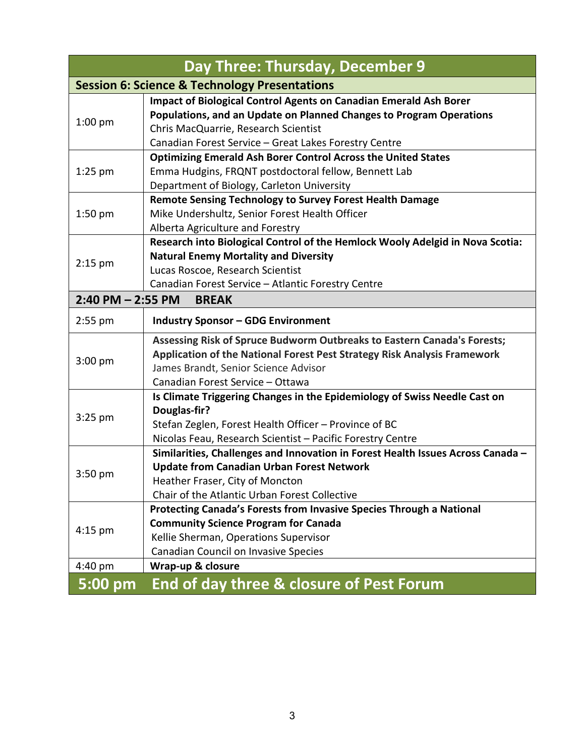| Day Three: Thursday, December 9 | |
|---|---|
| **Session 6: Science & Technology Presentations** | |
| 1:00 pm | **Impact of Biological Control Agents on Canadian Emerald Ash Borer Populations, and an Update on Planned Changes to Program Operations**<br>Chris MacQuarrie, Research Scientist<br>Canadian Forest Service – Great Lakes Forestry Centre |
| 1:25 pm | **Optimizing Emerald Ash Borer Control Across the United States**<br>Emma Hudgins, FRQNT postdoctoral fellow, Bennett Lab<br>Department of Biology, Carleton University |
| 1:50 pm | **Remote Sensing Technology to Survey Forest Health Damage**<br>Mike Undershultz, Senior Forest Health Officer<br>Alberta Agriculture and Forestry |
| 2:15 pm | **Research into Biological Control of the Hemlock Wooly Adelgid in Nova Scotia: Natural Enemy Mortality and Diversity**<br>Lucas Roscoe, Research Scientist<br>Canadian Forest Service – Atlantic Forestry Centre |
| **2:40 PM – 2:55 PM** | **BREAK** |
| 2:55 pm | **Industry Sponsor – GDG Environment** |
| 3:00 pm | **Assessing Risk of Spruce Budworm Outbreaks to Eastern Canada's Forests; Application of the National Forest Pest Strategy Risk Analysis Framework**<br>James Brandt, Senior Science Advisor<br>Canadian Forest Service – Ottawa |
| 3:25 pm | **Is Climate Triggering Changes in the Epidemiology of Swiss Needle Cast on Douglas-fir?**<br>Stefan Zeglen, Forest Health Officer – Province of BC<br>Nicolas Feau, Research Scientist – Pacific Forestry Centre |
| 3:50 pm | **Similarities, Challenges and Innovation in Forest Health Issues Across Canada – Update from Canadian Urban Forest Network**<br>Heather Fraser, City of Moncton<br>Chair of the Atlantic Urban Forest Collective |
| 4:15 pm | **Protecting Canada's Forests from Invasive Species Through a National Community Science Program for Canada**<br>Kellie Sherman, Operations Supervisor<br>Canadian Council on Invasive Species |
| 4:40 pm | **Wrap-up & closure** |
| **5:00 pm** | **End of day three & closure of Pest Forum** |